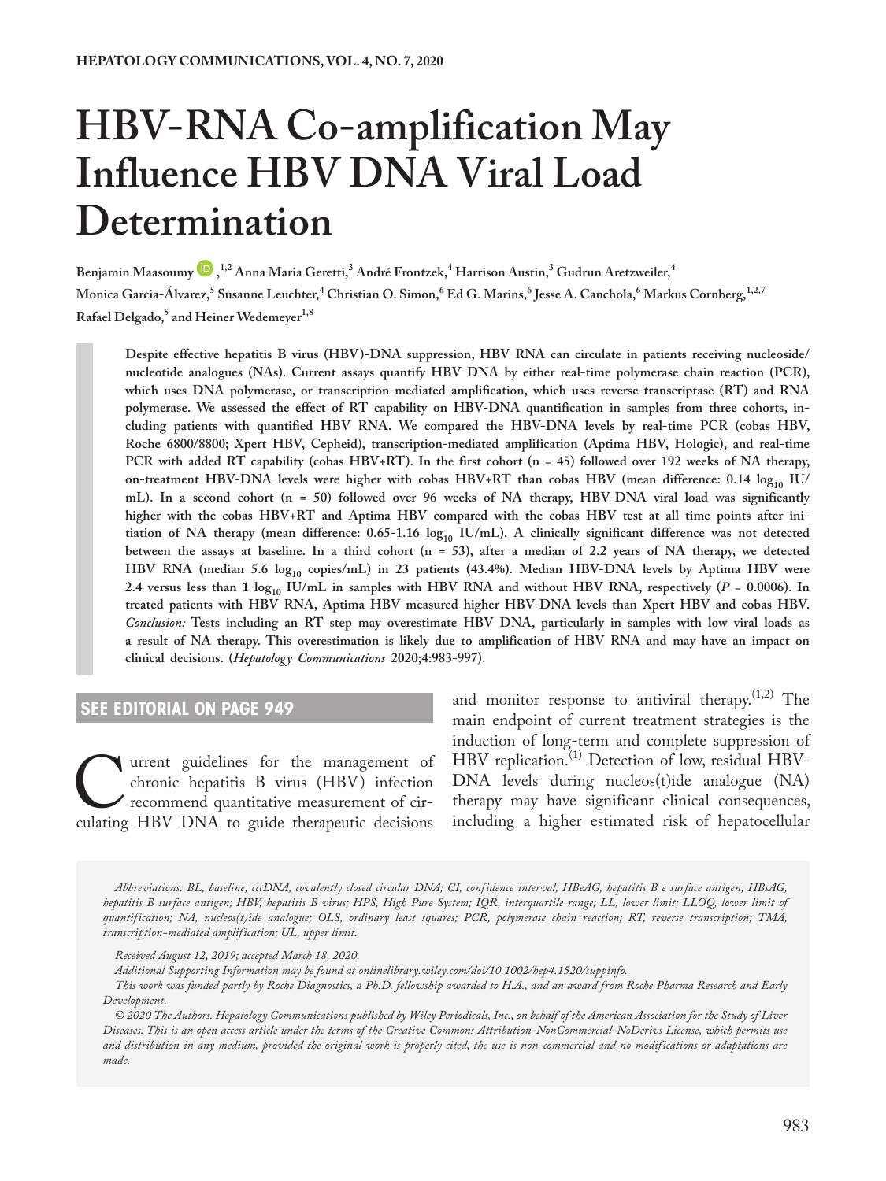# HBV-RNA Co-amplification May Influence HBV DNA Viral Load Determination

**Benjamin Maasoumy,[1,2] Anna Maria Geretti,[3] André Frontzek,[4] Harrison Austin,[3] Gudrun Aretzweiler,[4] Monica Garcia-Álvarez,[5] Susanne Leuchter,[4] Christian O. Simon,[6] Ed G. Marins,[6] Jesse A. Canchola,[6] Markus Cornberg,[1,2,7] Rafael Delgado,[5] and Heiner Wedemeyer[1,8]**

**Despite effective hepatitis B virus (HBV)-DNA suppression, HBV RNA can circulate in patients receiving nucleoside/nucleotide analogues (NAs). Current assays quantify HBV DNA by either real-time polymerase chain reaction (PCR), which uses DNA polymerase, or transcription-mediated amplification, which uses reverse-transcriptase (RT) and RNA polymerase. We assessed the effect of RT capability on HBV-DNA quantification in samples from three cohorts, including patients with quantified HBV RNA. We compared the HBV-DNA levels by real-time PCR (cobas HBV, Roche 6800/8800; Xpert HBV, Cepheid), transcription-mediated amplification (Aptima HBV, Hologic), and real-time PCR with added RT capability (cobas HBV+RT). In the first cohort (n = 45) followed over 192 weeks of NA therapy, on-treatment HBV-DNA levels were higher with cobas HBV+RT than cobas HBV (mean difference: 0.14 $\log_{10}$ IU/mL). In a second cohort (n = 50) followed over 96 weeks of NA therapy, HBV-DNA viral load was significantly higher with the cobas HBV+RT and Aptima HBV compared with the cobas HBV test at all time points after initiation of NA therapy (mean difference: 0.65-1.16 $\log_{10}$ IU/mL). A clinically significant difference was not detected between the assays at baseline. In a third cohort (n = 53), after a median of 2.2 years of NA therapy, we detected HBV RNA (median 5.6 $\log_{10}$ copies/mL) in 23 patients (43.4%). Median HBV-DNA levels by Aptima HBV were 2.4 versus less than 1 $\log_{10}$ IU/mL in samples with HBV RNA and without HBV RNA, respectively ($P$ = 0.0006). In treated patients with HBV RNA, Aptima HBV measured higher HBV-DNA levels than Xpert HBV and cobas HBV. *Conclusion:* Tests including an RT step may overestimate HBV DNA, particularly in samples with low viral loads as a result of NA therapy. This overestimation is likely due to amplification of HBV RNA and may have an impact on clinical decisions. (*Hepatology Communications* 2020;4:983-997).**

**SEE EDITORIAL ON PAGE 949**

Current guidelines for the management of chronic hepatitis B virus (HBV) infection recommend quantitative measurement of circulating HBV DNA to guide therapeutic decisions and monitor response to antiviral therapy.[1,2] The main endpoint of current treatment strategies is the induction of long-term and complete suppression of HBV replication.[1] Detection of low, residual HBV-DNA levels during nucleos(t)ide analogue (NA) therapy may have significant clinical consequences, including a higher estimated risk of hepatocellular

*Abbreviations: BL, baseline; cccDNA, covalently closed circular DNA; CI, confidence interval; HBeAG, hepatitis B e surface antigen; HBsAG, hepatitis B surface antigen; HBV, hepatitis B virus; HPS, High Pure System; IQR, interquartile range; LL, lower limit; LLOQ, lower limit of quantification; NA, nucleos(t)ide analogue; OLS, ordinary least squares; PCR, polymerase chain reaction; RT, reverse transcription; TMA, transcription-mediated amplification; UL, upper limit.*

*Received August 12, 2019; accepted March 18, 2020.*

*Additional Supporting Information may be found at onlinelibrary.wiley.com/doi/10.1002/hep4.1520/suppinfo.*

*This work was funded partly by Roche Diagnostics, a Ph.D. fellowship awarded to H.A., and an award from Roche Pharma Research and Early Development.*

*© 2020 The Authors. Hepatology Communications published by Wiley Periodicals, Inc., on behalf of the American Association for the Study of Liver Diseases. This is an open access article under the terms of the Creative Commons Attribution-NonCommercial-NoDerivs License, which permits use and distribution in any medium, provided the original work is properly cited, the use is non-commercial and no modifications or adaptations are made.*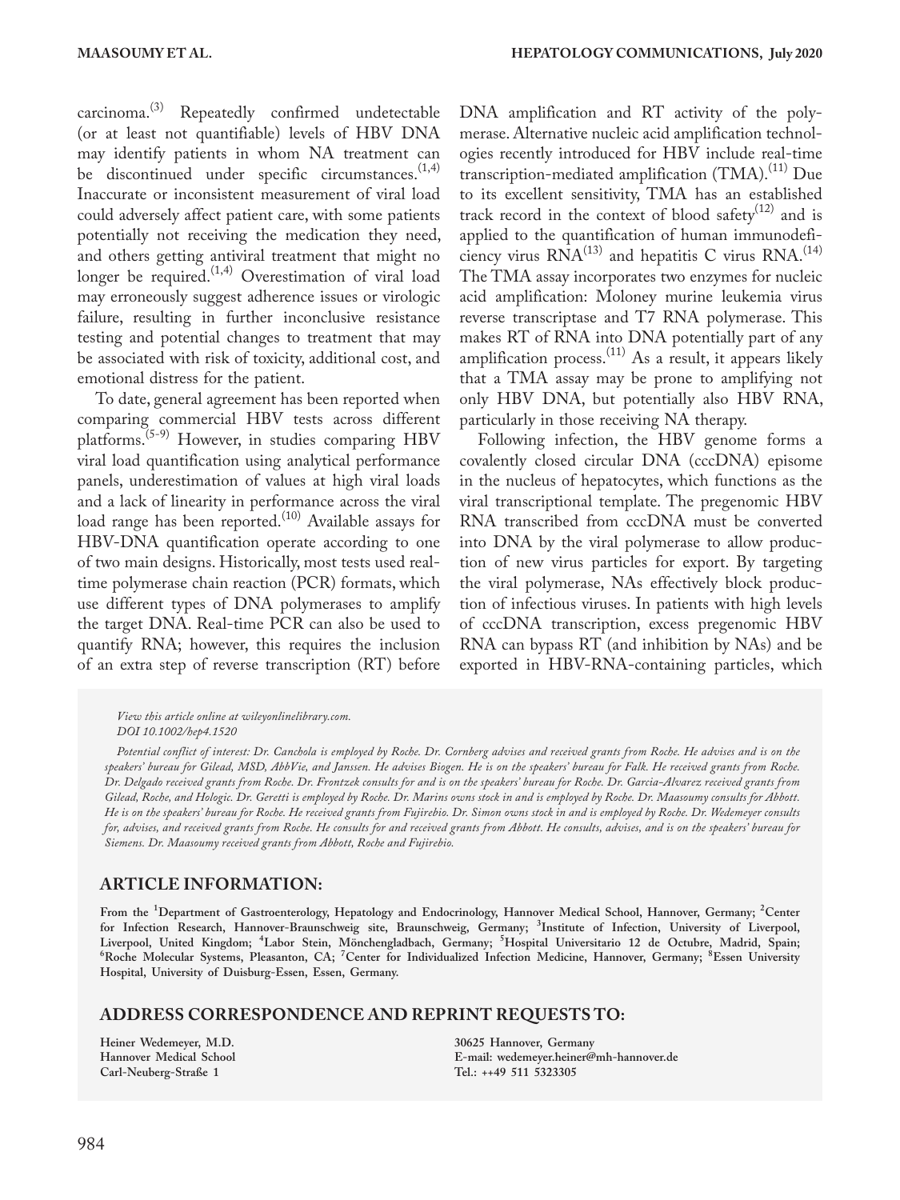carcinoma.[3] Repeatedly confirmed undetectable (or at least not quantifiable) levels of HBV DNA may identify patients in whom NA treatment can be discontinued under specific circumstances.[1,4] Inaccurate or inconsistent measurement of viral load could adversely affect patient care, with some patients potentially not receiving the medication they need, and others getting antiviral treatment that might no longer be required.[1,4] Overestimation of viral load may erroneously suggest adherence issues or virologic failure, resulting in further inconclusive resistance testing and potential changes to treatment that may be associated with risk of toxicity, additional cost, and emotional distress for the patient.

To date, general agreement has been reported when comparing commercial HBV tests across different platforms.[5-9] However, in studies comparing HBV viral load quantification using analytical performance panels, underestimation of values at high viral loads and a lack of linearity in performance across the viral load range has been reported.[10] Available assays for HBV-DNA quantification operate according to one of two main designs. Historically, most tests used real-time polymerase chain reaction (PCR) formats, which use different types of DNA polymerases to amplify the target DNA. Real-time PCR can also be used to quantify RNA; however, this requires the inclusion of an extra step of reverse transcription (RT) before DNA amplification and RT activity of the polymerase. Alternative nucleic acid amplification technologies recently introduced for HBV include real-time transcription-mediated amplification (TMA).[11] Due to its excellent sensitivity, TMA has an established track record in the context of blood safety[12] and is applied to the quantification of human immunodeficiency virus RNA[13] and hepatitis C virus RNA.[14] The TMA assay incorporates two enzymes for nucleic acid amplification: Moloney murine leukemia virus reverse transcriptase and T7 RNA polymerase. This makes RT of RNA into DNA potentially part of any amplification process.[11] As a result, it appears likely that a TMA assay may be prone to amplifying not only HBV DNA, but potentially also HBV RNA, particularly in those receiving NA therapy.

Following infection, the HBV genome forms a covalently closed circular DNA (cccDNA) episome in the nucleus of hepatocytes, which functions as the viral transcriptional template. The pregenomic HBV RNA transcribed from cccDNA must be converted into DNA by the viral polymerase to allow production of new virus particles for export. By targeting the viral polymerase, NAs effectively block production of infectious viruses. In patients with high levels of cccDNA transcription, excess pregenomic HBV RNA can bypass RT (and inhibition by NAs) and be exported in HBV-RNA-containing particles, which

*View this article online at wileyonlinelibrary.com.*
*DOI 10.1002/hep4.1520*

*Potential conflict of interest: Dr. Canchola is employed by Roche. Dr. Cornberg advises and received grants from Roche. He advises and is on the speakers' bureau for Gilead, MSD, AbbVie, and Janssen. He advises Biogen. He is on the speakers' bureau for Falk. He received grants from Roche. Dr. Delgado received grants from Roche. Dr. Frontzek consults for and is on the speakers' bureau for Roche. Dr. Garcia-Alvarez received grants from Gilead, Roche, and Hologic. Dr. Geretti is employed by Roche. Dr. Marins owns stock in and is employed by Roche. Dr. Maasoumy consults for Abbott. He is on the speakers' bureau for Roche. He received grants from Fujirebio. Dr. Simon owns stock in and is employed by Roche. Dr. Wedemeyer consults for, advises, and received grants from Roche. He consults for and received grants from Abbott. He consults, advises, and is on the speakers' bureau for Siemens. Dr. Maasoumy received grants from Abbott, Roche and Fujirebio.*

## ARTICLE INFORMATION:

**From the [1]Department of Gastroenterology, Hepatology and Endocrinology, Hannover Medical School, Hannover, Germany; [2]Center for Infection Research, Hannover-Braunschweig site, Braunschweig, Germany; [3]Institute of Infection, University of Liverpool, Liverpool, United Kingdom; [4]Labor Stein, Mönchengladbach, Germany; [5]Hospital Universitario 12 de Octubre, Madrid, Spain; [6]Roche Molecular Systems, Pleasanton, CA; [7]Center for Individualized Infection Medicine, Hannover, Germany; [8]Essen University Hospital, University of Duisburg-Essen, Essen, Germany.**

## ADDRESS CORRESPONDENCE AND REPRINT REQUESTS TO:

**Heiner Wedemeyer, M.D.**
**Hannover Medical School**
**Carl-Neuberg-Straße 1**
**30625 Hannover, Germany**
**E-mail: wedemeyer.heiner@mh-hannover.de**
**Tel.: ++49 511 5323305**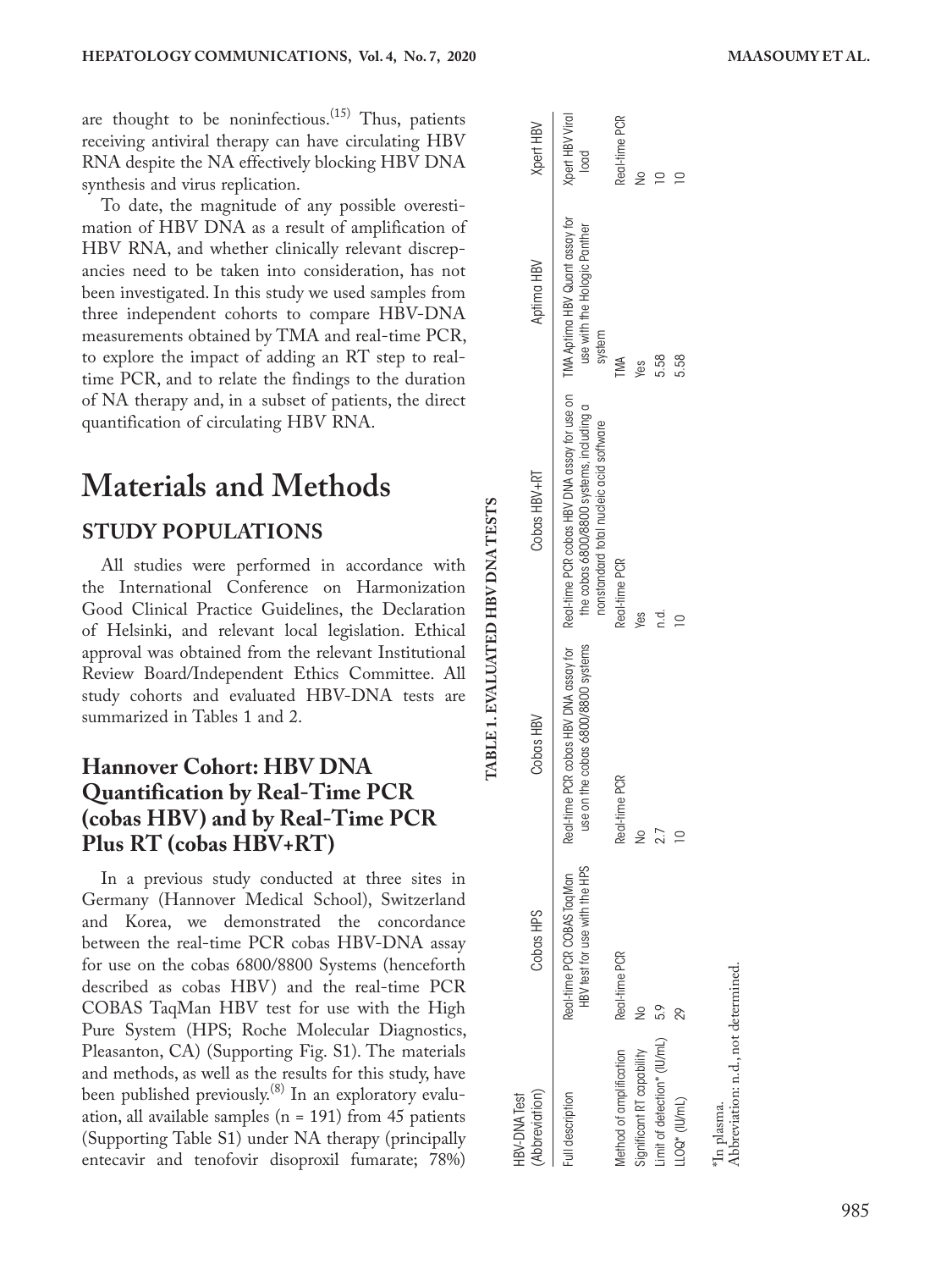are thought to be noninfectious.[15] Thus, patients receiving antiviral therapy can have circulating HBV RNA despite the NA effectively blocking HBV DNA synthesis and virus replication.

To date, the magnitude of any possible overestimation of HBV DNA as a result of amplification of HBV RNA, and whether clinically relevant discrepancies need to be taken into consideration, has not been investigated. In this study we used samples from three independent cohorts to compare HBV-DNA measurements obtained by TMA and real-time PCR, to explore the impact of adding an RT step to real-time PCR, and to relate the findings to the duration of NA therapy and, in a subset of patients, the direct quantification of circulating HBV RNA.

# Materials and Methods

## STUDY POPULATIONS

All studies were performed in accordance with the International Conference on Harmonization Good Clinical Practice Guidelines, the Declaration of Helsinki, and relevant local legislation. Ethical approval was obtained from the relevant Institutional Review Board/Independent Ethics Committee. All study cohorts and evaluated HBV-DNA tests are summarized in Tables 1 and 2.

### Hannover Cohort: HBV DNA Quantification by Real-Time PCR (cobas HBV) and by Real-Time PCR Plus RT (cobas HBV+RT)

In a previous study conducted at three sites in Germany (Hannover Medical School), Switzerland and Korea, we demonstrated the concordance between the real-time PCR cobas HBV-DNA assay for use on the cobas 6800/8800 Systems (henceforth described as cobas HBV) and the real-time PCR COBAS TaqMan HBV test for use with the High Pure System (HPS; Roche Molecular Diagnostics, Pleasanton, CA) (Supporting Fig. S1). The materials and methods, as well as the results for this study, have been published previously.[8] In an exploratory evaluation, all available samples (n = 191) from 45 patients (Supporting Table S1) under NA therapy (principally entecavir and tenofovir disoproxil fumarate; 78%)

**TABLE 1. EVALUATED HBV DNA TESTS**

| HBV-DNA Test (Abbreviation) | Cobas HPS | Cobas HBV | Cobas HBV+RT | Aptima HBV | Xpert HBV |
|---|---|---|---|---|---|
| Full description | Real-time PCR COBAS TaqMan HBV test for use with the HPS | Real-time PCR cobas HBV DNA assay for use on the cobas 6800/8800 systems | Real-time PCR cobas HBV DNA assay for use on the cobas 6800/8800 systems, including a nonstandard total nucleic acid software | TMA Aptima HBV Quant assay for use with the Hologic Panther system | Xpert HBV Viral load |
| Method of amplification | Real-time PCR | Real-time PCR | Real-time PCR | TMA | Real-time PCR |
| Significant RT capability | No | No | Yes | Yes | No |
| Limit of detection* (IU/mL) | 5.9 | 2.7 | n.d. | 5.58 | 10 |
| LLOQ* (IU/mL) | 29 | 10 | 10 | 5.58 | 10 |

*In plasma.
Abbreviation: n.d., not determined.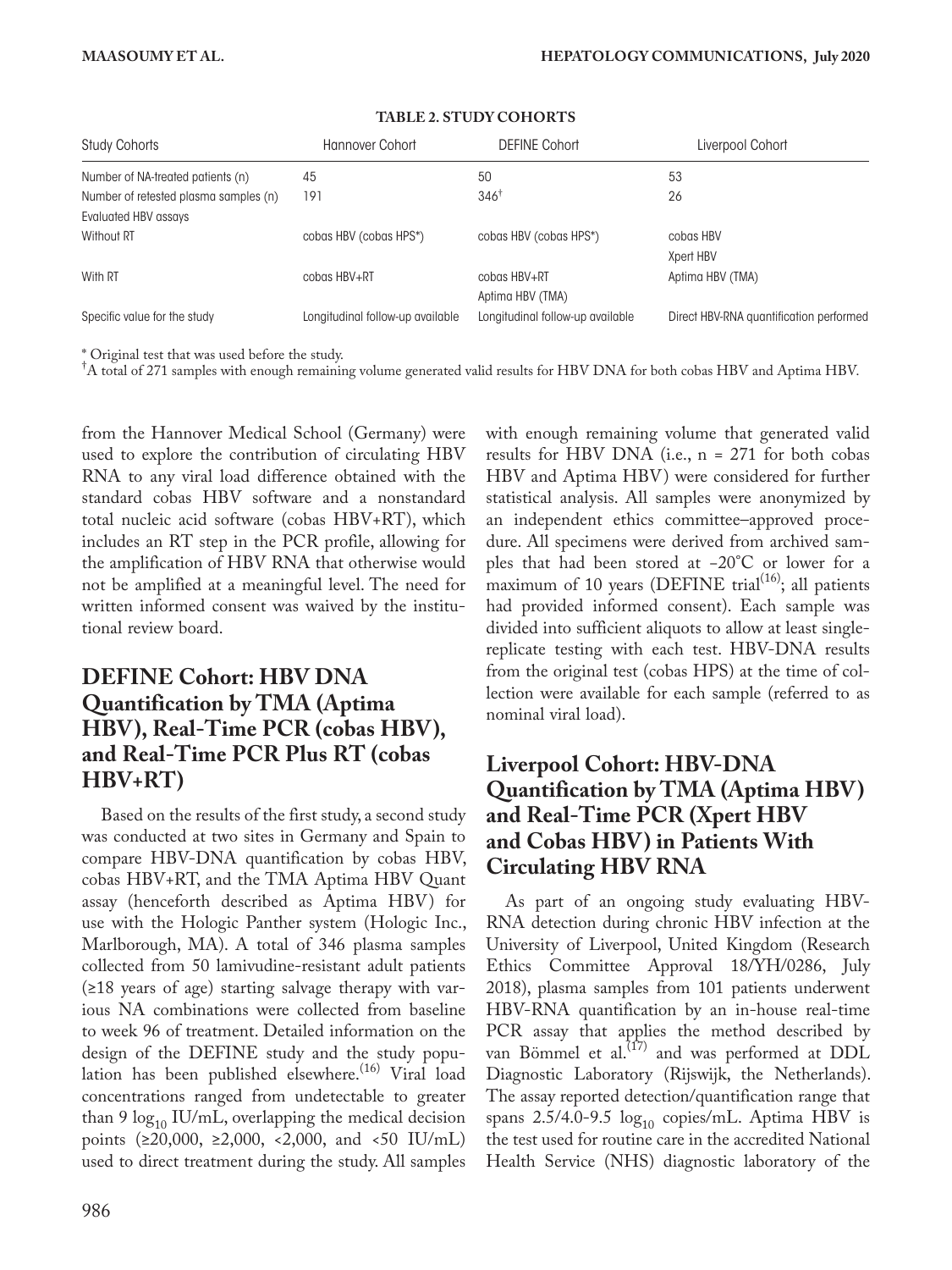**TABLE 2. STUDY COHORTS**

| Study Cohorts | Hannover Cohort | DEFINE Cohort | Liverpool Cohort |
|---|---|---|---|
| Number of NA-treated patients (n) | 45 | 50 | 53 |
| Number of retested plasma samples (n) | 191 | 346[†] | 26 |
| Evaluated HBV assays | | | |
| Without RT | cobas HBV (cobas HPS*) | cobas HBV (cobas HPS*) | cobas HBV<br>Xpert HBV |
| With RT | cobas HBV+RT | cobas HBV+RT<br>Aptima HBV (TMA) | Aptima HBV (TMA) |
| Specific value for the study | Longitudinal follow-up available | Longitudinal follow-up available | Direct HBV-RNA quantification performed |

\* Original test that was used before the study.
[†]A total of 271 samples with enough remaining volume generated valid results for HBV DNA for both cobas HBV and Aptima HBV.

from the Hannover Medical School (Germany) were used to explore the contribution of circulating HBV RNA to any viral load difference obtained with the standard cobas HBV software and a nonstandard total nucleic acid software (cobas HBV+RT), which includes an RT step in the PCR profile, allowing for the amplification of HBV RNA that otherwise would not be amplified at a meaningful level. The need for written informed consent was waived by the institutional review board.

## DEFINE Cohort: HBV DNA Quantification by TMA (Aptima HBV), Real-Time PCR (cobas HBV), and Real-Time PCR Plus RT (cobas HBV+RT)

Based on the results of the first study, a second study was conducted at two sites in Germany and Spain to compare HBV-DNA quantification by cobas HBV, cobas HBV+RT, and the TMA Aptima HBV Quant assay (henceforth described as Aptima HBV) for use with the Hologic Panther system (Hologic Inc., Marlborough, MA). A total of 346 plasma samples collected from 50 lamivudine-resistant adult patients (≥18 years of age) starting salvage therapy with various NA combinations were collected from baseline to week 96 of treatment. Detailed information on the design of the DEFINE study and the study population has been published elsewhere.[16] Viral load concentrations ranged from undetectable to greater than 9 $\log_{10}$ IU/mL, overlapping the medical decision points (≥20,000, ≥2,000, <2,000, and <50 IU/mL) used to direct treatment during the study. All samples with enough remaining volume that generated valid results for HBV DNA (i.e., n = 271 for both cobas HBV and Aptima HBV) were considered for further statistical analysis. All samples were anonymized by an independent ethics committee–approved procedure. All specimens were derived from archived samples that had been stored at −20°C or lower for a maximum of 10 years (DEFINE trial[16]; all patients had provided informed consent). Each sample was divided into sufficient aliquots to allow at least single-replicate testing with each test. HBV-DNA results from the original test (cobas HPS) at the time of collection were available for each sample (referred to as nominal viral load).

## Liverpool Cohort: HBV-DNA Quantification by TMA (Aptima HBV) and Real-Time PCR (Xpert HBV and Cobas HBV) in Patients With Circulating HBV RNA

As part of an ongoing study evaluating HBV-RNA detection during chronic HBV infection at the University of Liverpool, United Kingdom (Research Ethics Committee Approval 18/YH/0286, July 2018), plasma samples from 101 patients underwent HBV-RNA quantification by an in-house real-time PCR assay that applies the method described by van Bömmel et al.[17] and was performed at DDL Diagnostic Laboratory (Rijswijk, the Netherlands). The assay reported detection/quantification range that spans 2.5/4.0-9.5 $\log_{10}$ copies/mL. Aptima HBV is the test used for routine care in the accredited National Health Service (NHS) diagnostic laboratory of the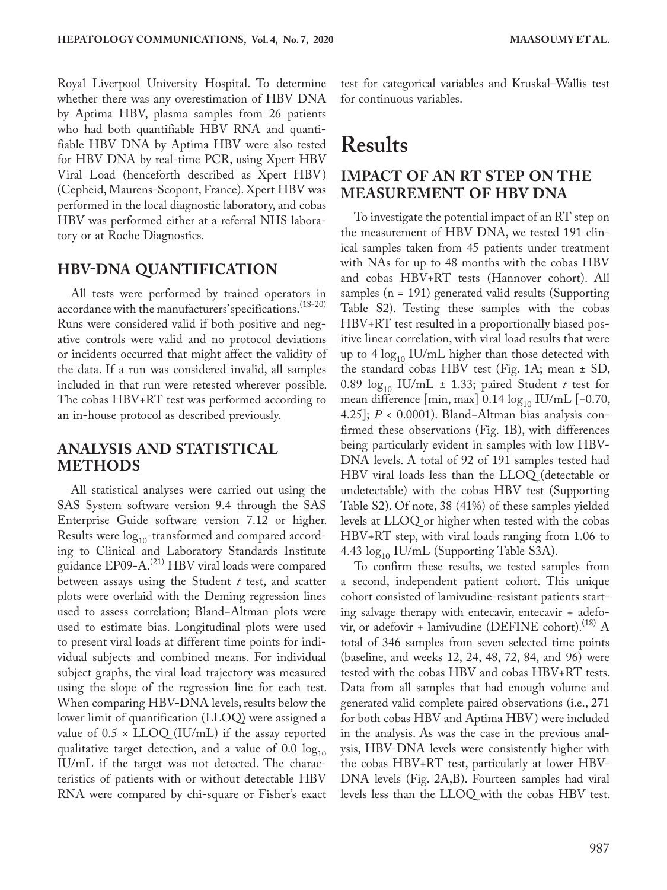Royal Liverpool University Hospital. To determine whether there was any overestimation of HBV DNA by Aptima HBV, plasma samples from 26 patients who had both quantifiable HBV RNA and quantifiable HBV DNA by Aptima HBV were also tested for HBV DNA by real-time PCR, using Xpert HBV Viral Load (henceforth described as Xpert HBV) (Cepheid, Maurens-Scopont, France). Xpert HBV was performed in the local diagnostic laboratory, and cobas HBV was performed either at a referral NHS laboratory or at Roche Diagnostics.

## HBV-DNA QUANTIFICATION

All tests were performed by trained operators in accordance with the manufacturers' specifications.[18-20] Runs were considered valid if both positive and negative controls were valid and no protocol deviations or incidents occurred that might affect the validity of the data. If a run was considered invalid, all samples included in that run were retested wherever possible. The cobas HBV+RT test was performed according to an in-house protocol as described previously.

## ANALYSIS AND STATISTICAL METHODS

All statistical analyses were carried out using the SAS System software version 9.4 through the SAS Enterprise Guide software version 7.12 or higher. Results were $\log_{10}$-transformed and compared according to Clinical and Laboratory Standards Institute guidance EP09-A.[21] HBV viral loads were compared between assays using the Student *t* test, and scatter plots were overlaid with the Deming regression lines used to assess correlation; Bland-Altman plots were used to estimate bias. Longitudinal plots were used to present viral loads at different time points for individual subjects and combined means. For individual subject graphs, the viral load trajectory was measured using the slope of the regression line for each test. When comparing HBV-DNA levels, results below the lower limit of quantification (LLOQ) were assigned a value of $0.5 \times$ LLOQ (IU/mL) if the assay reported qualitative target detection, and a value of 0.0 $\log_{10}$ IU/mL if the target was not detected. The characteristics of patients with or without detectable HBV RNA were compared by chi-square or Fisher's exact test for categorical variables and Kruskal–Wallis test for continuous variables.

# Results

## IMPACT OF AN RT STEP ON THE MEASUREMENT OF HBV DNA

To investigate the potential impact of an RT step on the measurement of HBV DNA, we tested 191 clinical samples taken from 45 patients under treatment with NAs for up to 48 months with the cobas HBV and cobas HBV+RT tests (Hannover cohort). All samples (n = 191) generated valid results (Supporting Table S2). Testing these samples with the cobas HBV+RT test resulted in a proportionally biased positive linear correlation, with viral load results that were up to 4 $\log_{10}$ IU/mL higher than those detected with the standard cobas HBV test (Fig. 1A; mean ± SD, 0.89 $\log_{10}$ IU/mL ± 1.33; paired Student *t* test for mean difference [min, max] 0.14 $\log_{10}$ IU/mL [−0.70, 4.25]; $P < 0.0001$). Bland-Altman bias analysis confirmed these observations (Fig. 1B), with differences being particularly evident in samples with low HBV-DNA levels. A total of 92 of 191 samples tested had HBV viral loads less than the LLOQ (detectable or undetectable) with the cobas HBV test (Supporting Table S2). Of note, 38 (41%) of these samples yielded levels at LLOQ or higher when tested with the cobas HBV+RT step, with viral loads ranging from 1.06 to 4.43 $\log_{10}$ IU/mL (Supporting Table S3A).

To confirm these results, we tested samples from a second, independent patient cohort. This unique cohort consisted of lamivudine-resistant patients starting salvage therapy with entecavir, entecavir + adefovir, or adefovir + lamivudine (DEFINE cohort).[18] A total of 346 samples from seven selected time points (baseline, and weeks 12, 24, 48, 72, 84, and 96) were tested with the cobas HBV and cobas HBV+RT tests. Data from all samples that had enough volume and generated valid complete paired observations (i.e., 271 for both cobas HBV and Aptima HBV) were included in the analysis. As was the case in the previous analysis, HBV-DNA levels were consistently higher with the cobas HBV+RT test, particularly at lower HBV-DNA levels (Fig. 2A,B). Fourteen samples had viral levels less than the LLOQ with the cobas HBV test.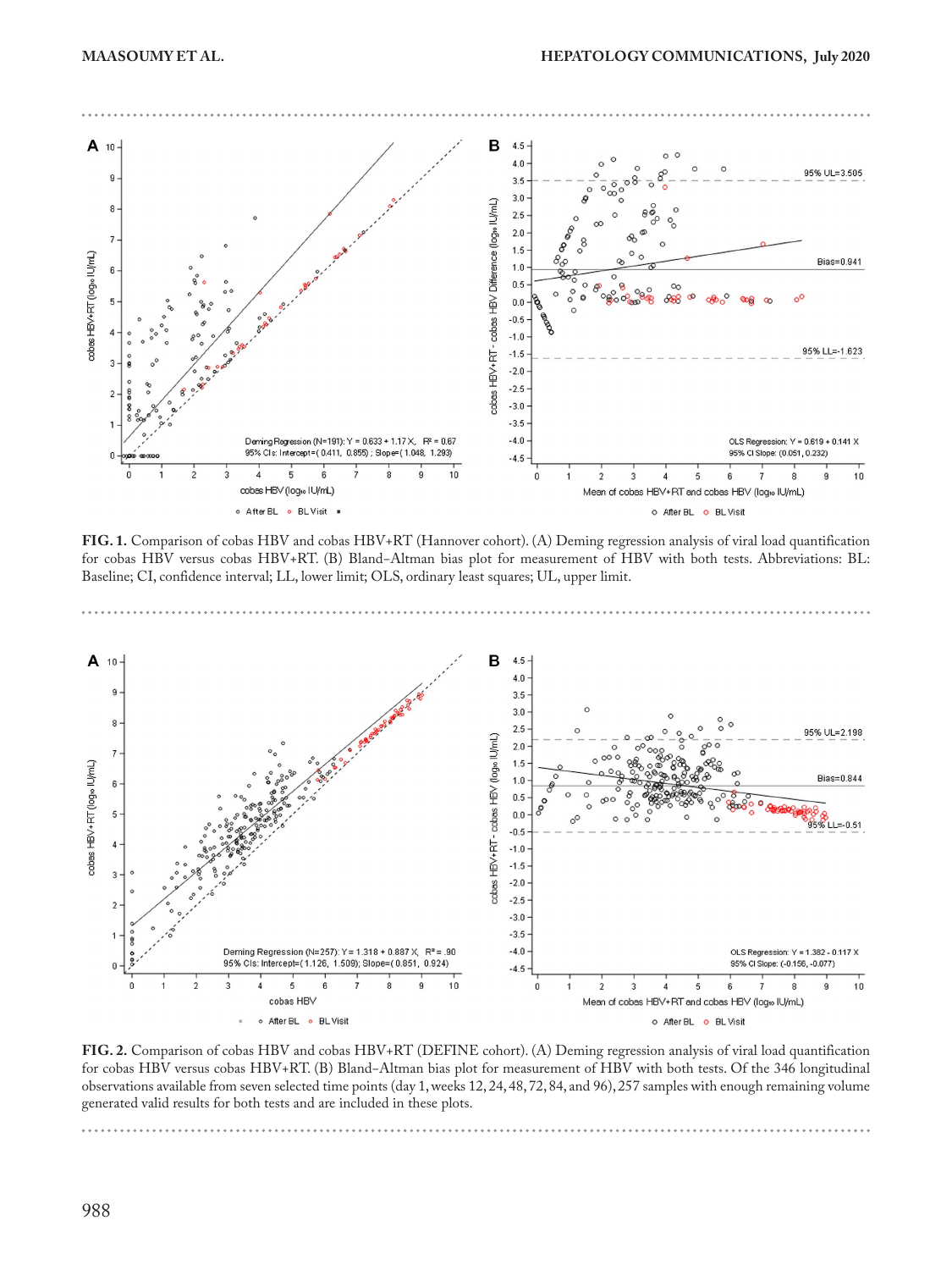**FIG. 1.** Comparison of cobas HBV and cobas HBV+RT (Hannover cohort). (A) Deming regression analysis of viral load quantification for cobas HBV versus cobas HBV+RT. (B) Bland–Altman bias plot for measurement of HBV with both tests. Abbreviations: BL: Baseline; CI, confidence interval; LL, lower limit; OLS, ordinary least squares; UL, upper limit.

**FIG. 2.** Comparison of cobas HBV and cobas HBV+RT (DEFINE cohort). (A) Deming regression analysis of viral load quantification for cobas HBV versus cobas HBV+RT. (B) Bland–Altman bias plot for measurement of HBV with both tests. Of the 346 longitudinal observations available from seven selected time points (day 1, weeks 12, 24, 48, 72, 84, and 96), 257 samples with enough remaining volume generated valid results for both tests and are included in these plots.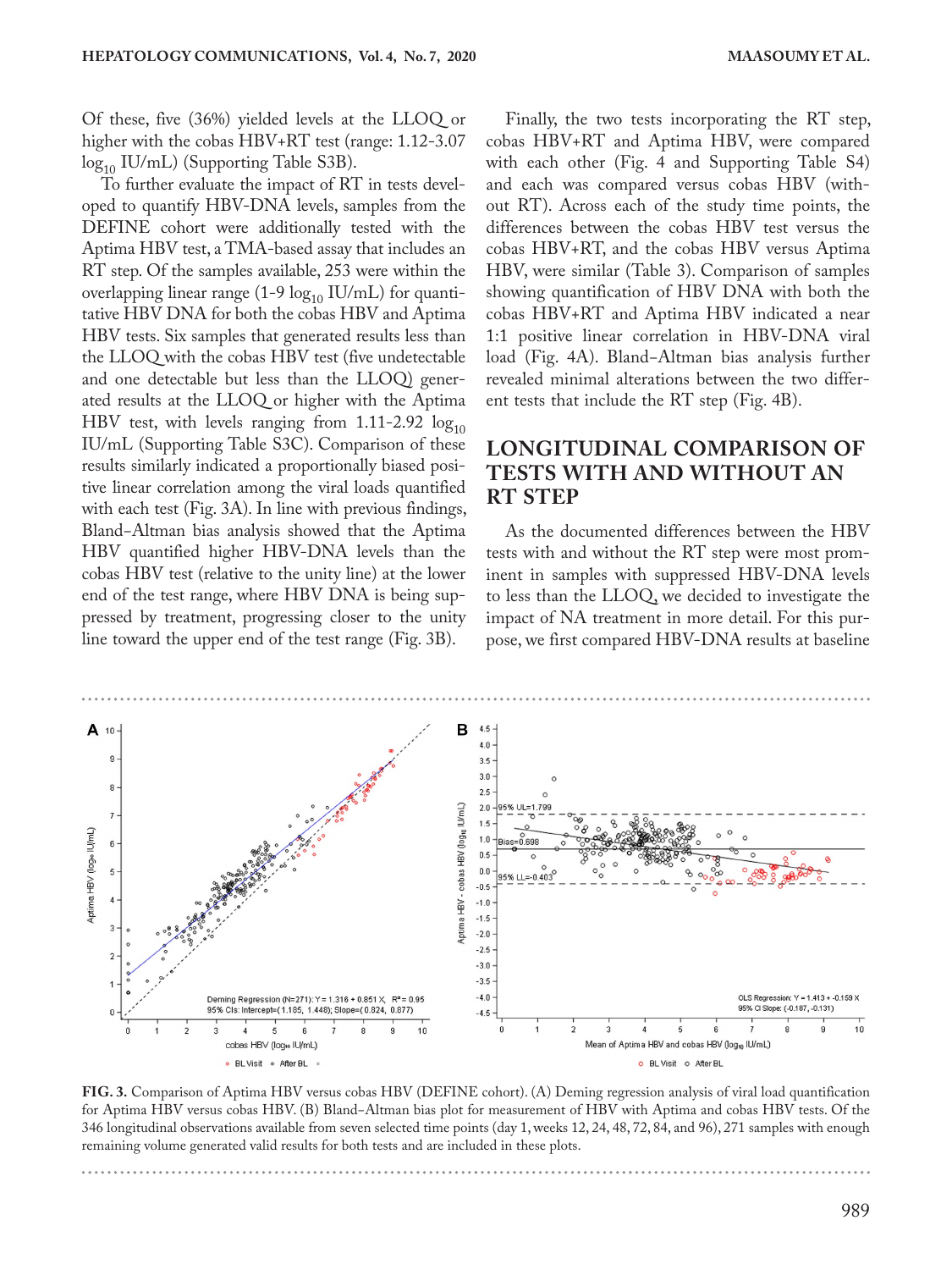Of these, five (36%) yielded levels at the LLOQ or higher with the cobas HBV+RT test (range: 1.12-3.07 $\log_{10}$ IU/mL) (Supporting Table S3B).

To further evaluate the impact of RT in tests developed to quantify HBV-DNA levels, samples from the DEFINE cohort were additionally tested with the Aptima HBV test, a TMA-based assay that includes an RT step. Of the samples available, 253 were within the overlapping linear range (1-9 $\log_{10}$ IU/mL) for quantitative HBV DNA for both the cobas HBV and Aptima HBV tests. Six samples that generated results less than the LLOQ with the cobas HBV test (five undetectable and one detectable but less than the LLOQ) generated results at the LLOQ or higher with the Aptima HBV test, with levels ranging from 1.11-2.92 $\log_{10}$ IU/mL (Supporting Table S3C). Comparison of these results similarly indicated a proportionally biased positive linear correlation among the viral loads quantified with each test (Fig. 3A). In line with previous findings, Bland–Altman bias analysis showed that the Aptima HBV quantified higher HBV-DNA levels than the cobas HBV test (relative to the unity line) at the lower end of the test range, where HBV DNA is being suppressed by treatment, progressing closer to the unity line toward the upper end of the test range (Fig. 3B).

Finally, the two tests incorporating the RT step, cobas HBV+RT and Aptima HBV, were compared with each other (Fig. 4 and Supporting Table S4) and each was compared versus cobas HBV (without RT). Across each of the study time points, the differences between the cobas HBV test versus the cobas HBV+RT, and the cobas HBV versus Aptima HBV, were similar (Table 3). Comparison of samples showing quantification of HBV DNA with both the cobas HBV+RT and Aptima HBV indicated a near 1:1 positive linear correlation in HBV-DNA viral load (Fig. 4A). Bland–Altman bias analysis further revealed minimal alterations between the two different tests that include the RT step (Fig. 4B).

## LONGITUDINAL COMPARISON OF TESTS WITH AND WITHOUT AN RT STEP

As the documented differences between the HBV tests with and without the RT step were most prominent in samples with suppressed HBV-DNA levels to less than the LLOQ, we decided to investigate the impact of NA treatment in more detail. For this purpose, we first compared HBV-DNA results at baseline

**FIG. 3.** Comparison of Aptima HBV versus cobas HBV (DEFINE cohort). (A) Deming regression analysis of viral load quantification for Aptima HBV versus cobas HBV. (B) Bland–Altman bias plot for measurement of HBV with Aptima and cobas HBV tests. Of the 346 longitudinal observations available from seven selected time points (day 1, weeks 12, 24, 48, 72, 84, and 96), 271 samples with enough remaining volume generated valid results for both tests and are included in these plots.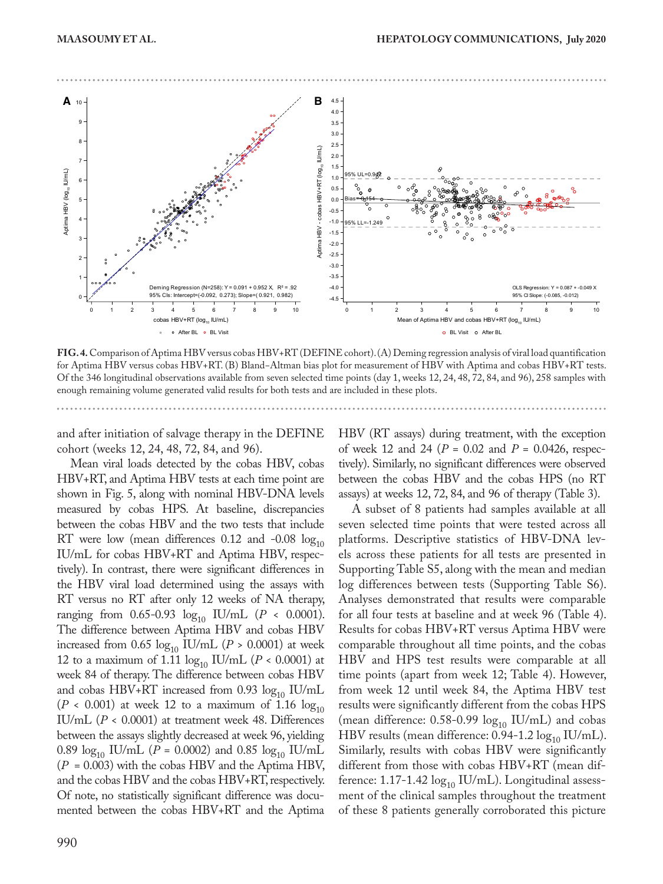**FIG. 4.** Comparison of Aptima HBV versus cobas HBV+RT (DEFINE cohort). (A) Deming regression analysis of viral load quantification for Aptima HBV versus cobas HBV+RT. (B) Bland–Altman bias plot for measurement of HBV with Aptima and cobas HBV+RT tests. Of the 346 longitudinal observations available from seven selected time points (day 1, weeks 12, 24, 48, 72, 84, and 96), 258 samples with enough remaining volume generated valid results for both tests and are included in these plots.

and after initiation of salvage therapy in the DEFINE cohort (weeks 12, 24, 48, 72, 84, and 96).

Mean viral loads detected by the cobas HBV, cobas HBV+RT, and Aptima HBV tests at each time point are shown in Fig. 5, along with nominal HBV-DNA levels measured by cobas HPS. At baseline, discrepancies between the cobas HBV and the two tests that include RT were low (mean differences 0.12 and -0.08 $\log_{10}$ IU/mL for cobas HBV+RT and Aptima HBV, respectively). In contrast, there were significant differences in the HBV viral load determined using the assays with RT versus no RT after only 12 weeks of NA therapy, ranging from 0.65-0.93 $\log_{10}$ IU/mL ($P < 0.0001$). The difference between Aptima HBV and cobas HBV increased from 0.65 $\log_{10}$ IU/mL ($P > 0.0001$) at week 12 to a maximum of 1.11 $\log_{10}$ IU/mL ($P < 0.0001$) at week 84 of therapy. The difference between cobas HBV and cobas HBV+RT increased from 0.93 $\log_{10}$ IU/mL ($P < 0.001$) at week 12 to a maximum of 1.16 $\log_{10}$ IU/mL ($P < 0.0001$) at treatment week 48. Differences between the assays slightly decreased at week 96, yielding 0.89 $\log_{10}$ IU/mL ($P = 0.0002$) and 0.85 $\log_{10}$ IU/mL ($P = 0.003$) with the cobas HBV and the Aptima HBV, and the cobas HBV and the cobas HBV+RT, respectively. Of note, no statistically significant difference was documented between the cobas HBV+RT and the Aptima HBV (RT assays) during treatment, with the exception of week 12 and 24 ($P = 0.02$ and $P = 0.0426$, respectively). Similarly, no significant differences were observed between the cobas HBV and the cobas HPS (no RT assays) at weeks 12, 72, 84, and 96 of therapy (Table 3).

A subset of 8 patients had samples available at all seven selected time points that were tested across all platforms. Descriptive statistics of HBV-DNA levels across these patients for all tests are presented in Supporting Table S5, along with the mean and median log differences between tests (Supporting Table S6). Analyses demonstrated that results were comparable for all four tests at baseline and at week 96 (Table 4). Results for cobas HBV+RT versus Aptima HBV were comparable throughout all time points, and the cobas HBV and HPS test results were comparable at all time points (apart from week 12; Table 4). However, from week 12 until week 84, the Aptima HBV test results were significantly different from the cobas HPS (mean difference: 0.58-0.99 $\log_{10}$ IU/mL) and cobas HBV results (mean difference: 0.94-1.2 $\log_{10}$ IU/mL). Similarly, results with cobas HBV were significantly different from those with cobas HBV+RT (mean difference: 1.17-1.42 $\log_{10}$ IU/mL). Longitudinal assessment of the clinical samples throughout the treatment of these 8 patients generally corroborated this picture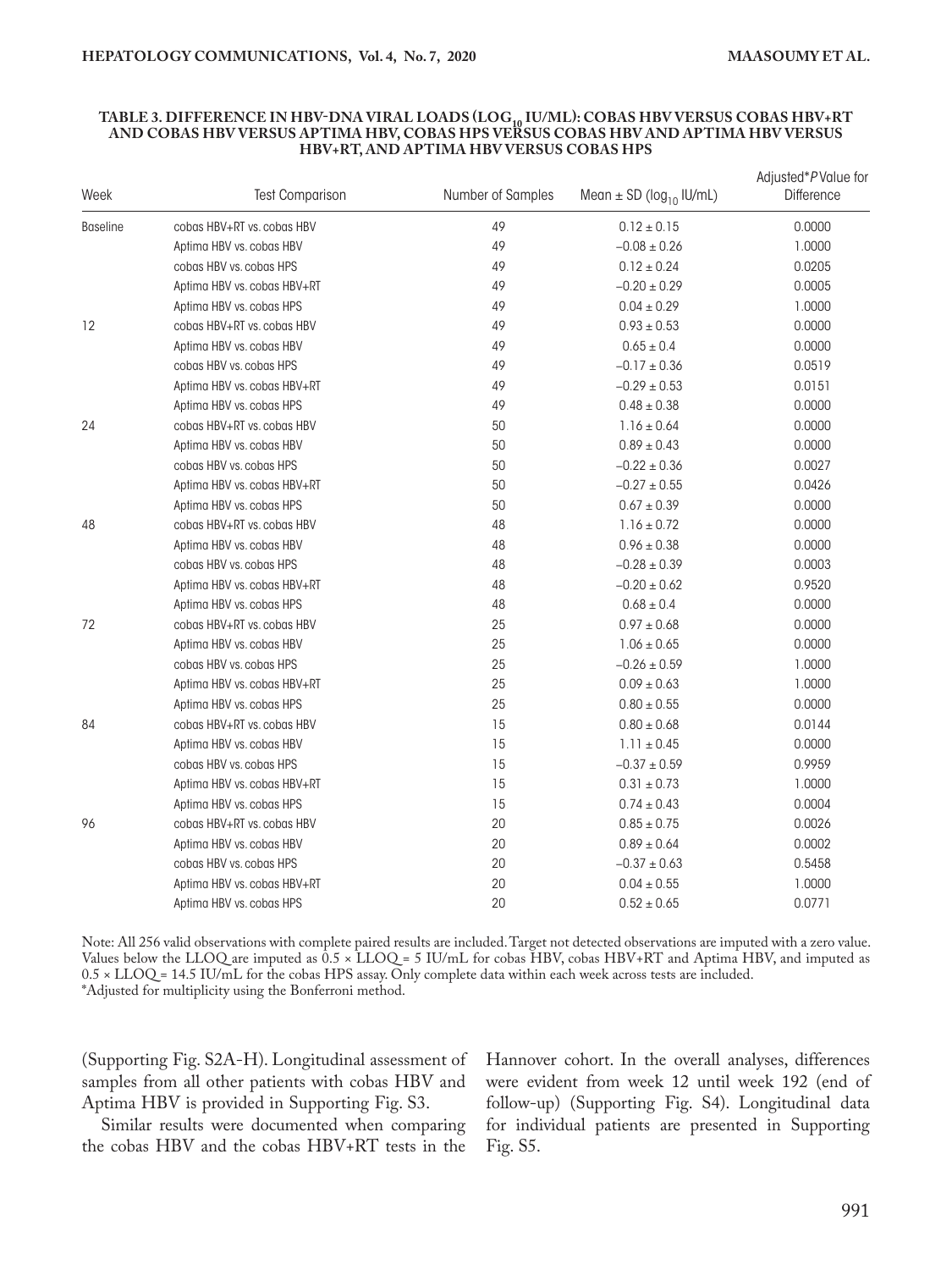**TABLE 3. DIFFERENCE IN HBV-DNA VIRAL LOADS ($LOG_{10}$ IU/ML): COBAS HBV VERSUS COBAS HBV+RT AND COBAS HBV VERSUS APTIMA HBV, COBAS HPS VERSUS COBAS HBV AND APTIMA HBV VERSUS HBV+RT, AND APTIMA HBV VERSUS COBAS HPS**

| Week | Test Comparison | Number of Samples | Mean ± SD ($log_{10}$ IU/mL) | Adjusted* P Value for Difference |
|---|---|---|---|---|
| Baseline | cobas HBV+RT vs. cobas HBV | 49 | 0.12 ± 0.15 | 0.0000 |
| | Aptima HBV vs. cobas HBV | 49 | −0.08 ± 0.26 | 1.0000 |
| | cobas HBV vs. cobas HPS | 49 | 0.12 ± 0.24 | 0.0205 |
| | Aptima HBV vs. cobas HBV+RT | 49 | −0.20 ± 0.29 | 0.0005 |
| | Aptima HBV vs. cobas HPS | 49 | 0.04 ± 0.29 | 1.0000 |
| 12 | cobas HBV+RT vs. cobas HBV | 49 | 0.93 ± 0.53 | 0.0000 |
| | Aptima HBV vs. cobas HBV | 49 | 0.65 ± 0.4 | 0.0000 |
| | cobas HBV vs. cobas HPS | 49 | −0.17 ± 0.36 | 0.0519 |
| | Aptima HBV vs. cobas HBV+RT | 49 | −0.29 ± 0.53 | 0.0151 |
| | Aptima HBV vs. cobas HPS | 49 | 0.48 ± 0.38 | 0.0000 |
| 24 | cobas HBV+RT vs. cobas HBV | 50 | 1.16 ± 0.64 | 0.0000 |
| | Aptima HBV vs. cobas HBV | 50 | 0.89 ± 0.43 | 0.0000 |
| | cobas HBV vs. cobas HPS | 50 | −0.22 ± 0.36 | 0.0027 |
| | Aptima HBV vs. cobas HBV+RT | 50 | −0.27 ± 0.55 | 0.0426 |
| | Aptima HBV vs. cobas HPS | 50 | 0.67 ± 0.39 | 0.0000 |
| 48 | cobas HBV+RT vs. cobas HBV | 48 | 1.16 ± 0.72 | 0.0000 |
| | Aptima HBV vs. cobas HBV | 48 | 0.96 ± 0.38 | 0.0000 |
| | cobas HBV vs. cobas HPS | 48 | −0.28 ± 0.39 | 0.0003 |
| | Aptima HBV vs. cobas HBV+RT | 48 | −0.20 ± 0.62 | 0.9520 |
| | Aptima HBV vs. cobas HPS | 48 | 0.68 ± 0.4 | 0.0000 |
| 72 | cobas HBV+RT vs. cobas HBV | 25 | 0.97 ± 0.68 | 0.0000 |
| | Aptima HBV vs. cobas HBV | 25 | 1.06 ± 0.65 | 0.0000 |
| | cobas HBV vs. cobas HPS | 25 | −0.26 ± 0.59 | 1.0000 |
| | Aptima HBV vs. cobas HBV+RT | 25 | 0.09 ± 0.63 | 1.0000 |
| | Aptima HBV vs. cobas HPS | 25 | 0.80 ± 0.55 | 0.0000 |
| 84 | cobas HBV+RT vs. cobas HBV | 15 | 0.80 ± 0.68 | 0.0144 |
| | Aptima HBV vs. cobas HBV | 15 | 1.11 ± 0.45 | 0.0000 |
| | cobas HBV vs. cobas HPS | 15 | −0.37 ± 0.59 | 0.9959 |
| | Aptima HBV vs. cobas HBV+RT | 15 | 0.31 ± 0.73 | 1.0000 |
| | Aptima HBV vs. cobas HPS | 15 | 0.74 ± 0.43 | 0.0004 |
| 96 | cobas HBV+RT vs. cobas HBV | 20 | 0.85 ± 0.75 | 0.0026 |
| | Aptima HBV vs. cobas HBV | 20 | 0.89 ± 0.64 | 0.0002 |
| | cobas HBV vs. cobas HPS | 20 | −0.37 ± 0.63 | 0.5458 |
| | Aptima HBV vs. cobas HBV+RT | 20 | 0.04 ± 0.55 | 1.0000 |
| | Aptima HBV vs. cobas HPS | 20 | 0.52 ± 0.65 | 0.0771 |

Note: All 256 valid observations with complete paired results are included. Target not detected observations are imputed with a zero value. Values below the LLOQ are imputed as 0.5 × LLOQ = 5 IU/mL for cobas HBV, cobas HBV+RT and Aptima HBV, and imputed as 0.5 × LLOQ = 14.5 IU/mL for the cobas HPS assay. Only complete data within each week across tests are included.
*Adjusted for multiplicity using the Bonferroni method.

(Supporting Fig. S2A-H). Longitudinal assessment of samples from all other patients with cobas HBV and Aptima HBV is provided in Supporting Fig. S3.

Similar results were documented when comparing the cobas HBV and the cobas HBV+RT tests in the Hannover cohort. In the overall analyses, differences were evident from week 12 until week 192 (end of follow-up) (Supporting Fig. S4). Longitudinal data for individual patients are presented in Supporting Fig. S5.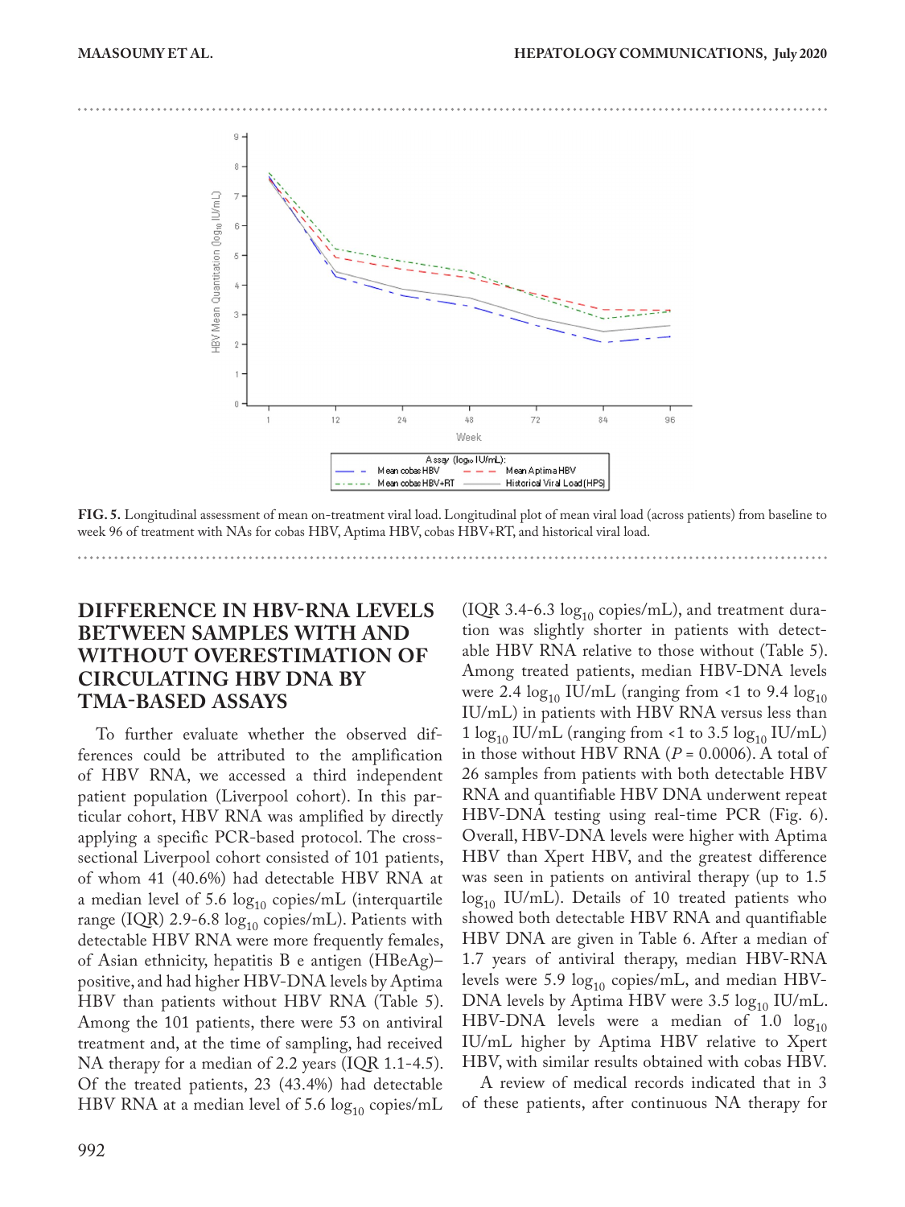**FIG. 5.** Longitudinal assessment of mean on-treatment viral load. Longitudinal plot of mean viral load (across patients) from baseline to week 96 of treatment with NAs for cobas HBV, Aptima HBV, cobas HBV+RT, and historical viral load.

## DIFFERENCE IN HBV-RNA LEVELS BETWEEN SAMPLES WITH AND WITHOUT OVERESTIMATION OF CIRCULATING HBV DNA BY TMA-BASED ASSAYS

To further evaluate whether the observed differences could be attributed to the amplification of HBV RNA, we accessed a third independent patient population (Liverpool cohort). In this particular cohort, HBV RNA was amplified by directly applying a specific PCR-based protocol. The cross-sectional Liverpool cohort consisted of 101 patients, of whom 41 (40.6%) had detectable HBV RNA at a median level of 5.6 $\log_{10}$ copies/mL (interquartile range (IQR) 2.9-6.8 $\log_{10}$ copies/mL). Patients with detectable HBV RNA were more frequently females, of Asian ethnicity, hepatitis B e antigen (HBeAg)–positive, and had higher HBV-DNA levels by Aptima HBV than patients without HBV RNA (Table 5). Among the 101 patients, there were 53 on antiviral treatment and, at the time of sampling, had received NA therapy for a median of 2.2 years (IQR 1.1-4.5). Of the treated patients, 23 (43.4%) had detectable HBV RNA at a median level of 5.6 $\log_{10}$ copies/mL (IQR 3.4-6.3 $\log_{10}$ copies/mL), and treatment duration was slightly shorter in patients with detectable HBV RNA relative to those without (Table 5). Among treated patients, median HBV-DNA levels were 2.4 $\log_{10}$ IU/mL (ranging from <1 to 9.4 $\log_{10}$ IU/mL) in patients with HBV RNA versus less than 1 $\log_{10}$ IU/mL (ranging from <1 to 3.5 $\log_{10}$ IU/mL) in those without HBV RNA ($P$ = 0.0006). A total of 26 samples from patients with both detectable HBV RNA and quantifiable HBV DNA underwent repeat HBV-DNA testing using real-time PCR (Fig. 6). Overall, HBV-DNA levels were higher with Aptima HBV than Xpert HBV, and the greatest difference was seen in patients on antiviral therapy (up to 1.5 $\log_{10}$ IU/mL). Details of 10 treated patients who showed both detectable HBV RNA and quantifiable HBV DNA are given in Table 6. After a median of 1.7 years of antiviral therapy, median HBV-RNA levels were 5.9 $\log_{10}$ copies/mL, and median HBV-DNA levels by Aptima HBV were 3.5 $\log_{10}$ IU/mL. HBV-DNA levels were a median of 1.0 $\log_{10}$ IU/mL higher by Aptima HBV relative to Xpert HBV, with similar results obtained with cobas HBV.

A review of medical records indicated that in 3 of these patients, after continuous NA therapy for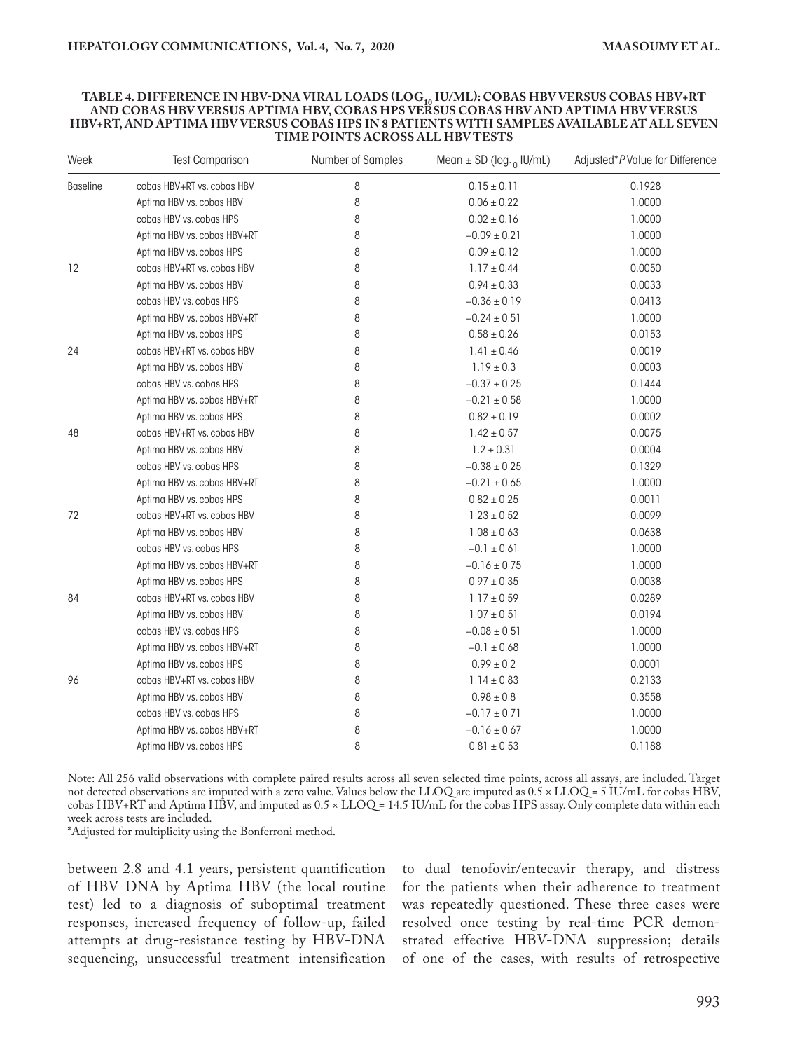**TABLE 4. DIFFERENCE IN HBV-DNA VIRAL LOADS ($LOG_{10}$ IU/ML): COBAS HBV VERSUS COBAS HBV+RT AND COBAS HBV VERSUS APTIMA HBV, COBAS HPS VERSUS COBAS HBV AND APTIMA HBV VERSUS HBV+RT, AND APTIMA HBV VERSUS COBAS HPS IN 8 PATIENTS WITH SAMPLES AVAILABLE AT ALL SEVEN TIME POINTS ACROSS ALL HBV TESTS**

| Week | Test Comparison | Number of Samples | Mean ± SD ($log_{10}$ IU/mL) | Adjusted* *P* Value for Difference |
|---|---|---|---|---|
| Baseline | cobas HBV+RT vs. cobas HBV | 8 | 0.15 ± 0.11 | 0.1928 |
| | Aptima HBV vs. cobas HBV | 8 | 0.06 ± 0.22 | 1.0000 |
| | cobas HBV vs. cobas HPS | 8 | 0.02 ± 0.16 | 1.0000 |
| | Aptima HBV vs. cobas HBV+RT | 8 | −0.09 ± 0.21 | 1.0000 |
| | Aptima HBV vs. cobas HPS | 8 | 0.09 ± 0.12 | 1.0000 |
| 12 | cobas HBV+RT vs. cobas HBV | 8 | 1.17 ± 0.44 | 0.0050 |
| | Aptima HBV vs. cobas HBV | 8 | 0.94 ± 0.33 | 0.0033 |
| | cobas HBV vs. cobas HPS | 8 | −0.36 ± 0.19 | 0.0413 |
| | Aptima HBV vs. cobas HBV+RT | 8 | −0.24 ± 0.51 | 1.0000 |
| | Aptima HBV vs. cobas HPS | 8 | 0.58 ± 0.26 | 0.0153 |
| 24 | cobas HBV+RT vs. cobas HBV | 8 | 1.41 ± 0.46 | 0.0019 |
| | Aptima HBV vs. cobas HBV | 8 | 1.19 ± 0.3 | 0.0003 |
| | cobas HBV vs. cobas HPS | 8 | −0.37 ± 0.25 | 0.1444 |
| | Aptima HBV vs. cobas HBV+RT | 8 | −0.21 ± 0.58 | 1.0000 |
| | Aptima HBV vs. cobas HPS | 8 | 0.82 ± 0.19 | 0.0002 |
| 48 | cobas HBV+RT vs. cobas HBV | 8 | 1.42 ± 0.57 | 0.0075 |
| | Aptima HBV vs. cobas HBV | 8 | 1.2 ± 0.31 | 0.0004 |
| | cobas HBV vs. cobas HPS | 8 | −0.38 ± 0.25 | 0.1329 |
| | Aptima HBV vs. cobas HBV+RT | 8 | −0.21 ± 0.65 | 1.0000 |
| | Aptima HBV vs. cobas HPS | 8 | 0.82 ± 0.25 | 0.0011 |
| 72 | cobas HBV+RT vs. cobas HBV | 8 | 1.23 ± 0.52 | 0.0099 |
| | Aptima HBV vs. cobas HBV | 8 | 1.08 ± 0.63 | 0.0638 |
| | cobas HBV vs. cobas HPS | 8 | −0.1 ± 0.61 | 1.0000 |
| | Aptima HBV vs. cobas HBV+RT | 8 | −0.16 ± 0.75 | 1.0000 |
| | Aptima HBV vs. cobas HPS | 8 | 0.97 ± 0.35 | 0.0038 |
| 84 | cobas HBV+RT vs. cobas HBV | 8 | 1.17 ± 0.59 | 0.0289 |
| | Aptima HBV vs. cobas HBV | 8 | 1.07 ± 0.51 | 0.0194 |
| | cobas HBV vs. cobas HPS | 8 | −0.08 ± 0.51 | 1.0000 |
| | Aptima HBV vs. cobas HBV+RT | 8 | −0.1 ± 0.68 | 1.0000 |
| | Aptima HBV vs. cobas HPS | 8 | 0.99 ± 0.2 | 0.0001 |
| 96 | cobas HBV+RT vs. cobas HBV | 8 | 1.14 ± 0.83 | 0.2133 |
| | Aptima HBV vs. cobas HBV | 8 | 0.98 ± 0.8 | 0.3558 |
| | cobas HBV vs. cobas HPS | 8 | −0.17 ± 0.71 | 1.0000 |
| | Aptima HBV vs. cobas HBV+RT | 8 | −0.16 ± 0.67 | 1.0000 |
| | Aptima HBV vs. cobas HPS | 8 | 0.81 ± 0.53 | 0.1188 |

Note: All 256 valid observations with complete paired results across all seven selected time points, across all assays, are included. Target not detected observations are imputed with a zero value. Values below the LLOQ are imputed as 0.5 × LLOQ = 5 IU/mL for cobas HBV, cobas HBV+RT and Aptima HBV, and imputed as 0.5 × LLOQ = 14.5 IU/mL for the cobas HPS assay. Only complete data within each week across tests are included.

*Adjusted for multiplicity using the Bonferroni method.

between 2.8 and 4.1 years, persistent quantification of HBV DNA by Aptima HBV (the local routine test) led to a diagnosis of suboptimal treatment responses, increased frequency of follow-up, failed attempts at drug-resistance testing by HBV-DNA sequencing, unsuccessful treatment intensification to dual tenofovir/entecavir therapy, and distress for the patients when their adherence to treatment was repeatedly questioned. These three cases were resolved once testing by real-time PCR demonstrated effective HBV-DNA suppression; details of one of the cases, with results of retrospective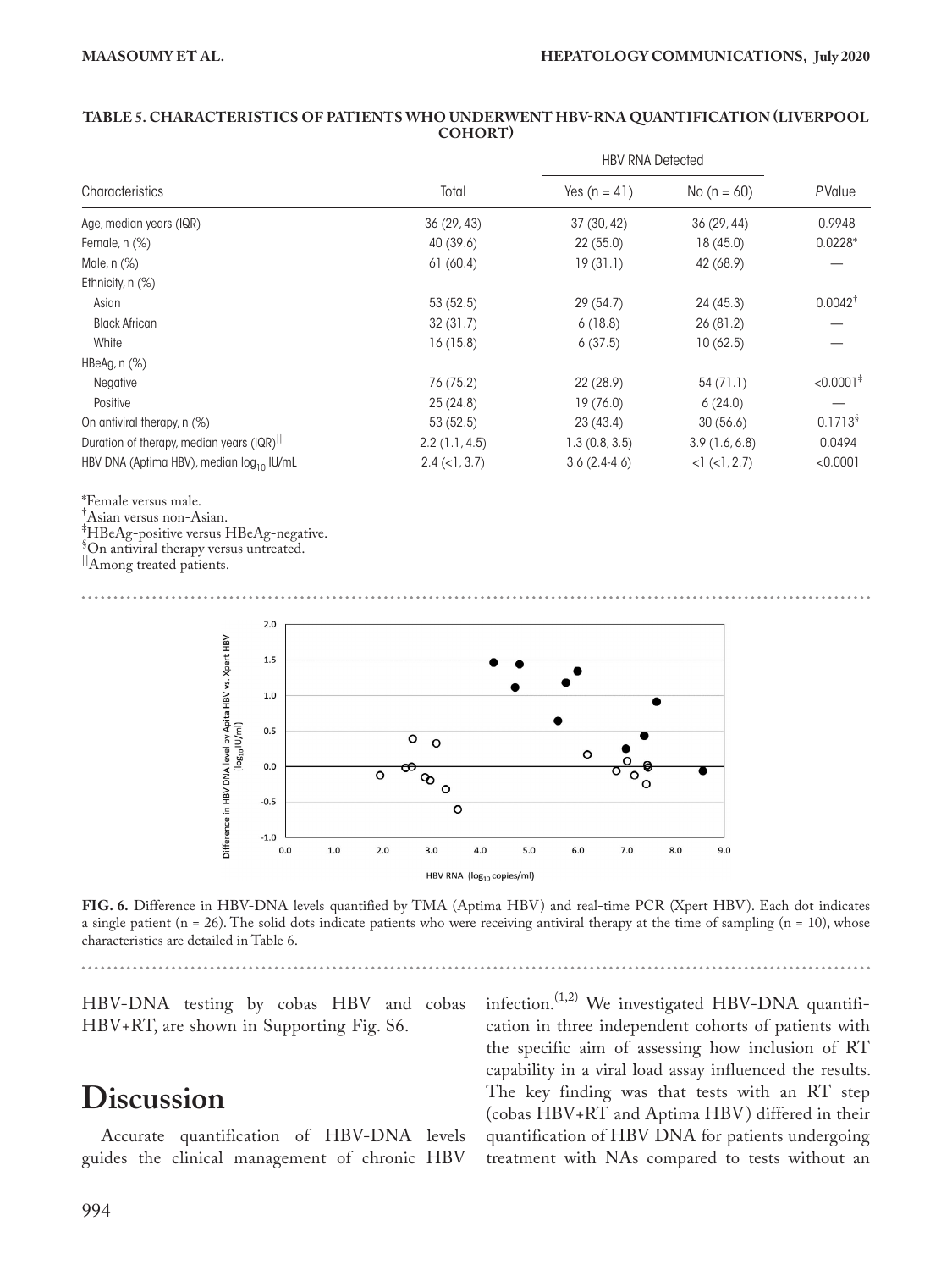**TABLE 5. CHARACTERISTICS OF PATIENTS WHO UNDERWENT HBV-RNA QUANTIFICATION (LIVERPOOL COHORT)**

| Characteristics | Total | HBV RNA Detected | | P Value |
|---|---|---|---|---|
| | | Yes (n = 41) | No (n = 60) | |
| Age, median years (IQR) | 36 (29, 43) | 37 (30, 42) | 36 (29, 44) | 0.9948 |
| Female, n (%) | 40 (39.6) | 22 (55.0) | 18 (45.0) | 0.0228* |
| Male, n (%) | 61 (60.4) | 19 (31.1) | 42 (68.9) | — |
| Ethnicity, n (%) | | | | |
| Asian | 53 (52.5) | 29 (54.7) | 24 (45.3) | 0.0042† |
| Black African | 32 (31.7) | 6 (18.8) | 26 (81.2) | — |
| White | 16 (15.8) | 6 (37.5) | 10 (62.5) | — |
| HBeAg, n (%) | | | | |
| Negative | 76 (75.2) | 22 (28.9) | 54 (71.1) | <0.0001‡ |
| Positive | 25 (24.8) | 19 (76.0) | 6 (24.0) | — |
| On antiviral therapy, n (%) | 53 (52.5) | 23 (43.4) | 30 (56.6) | 0.1713§ |
| Duration of therapy, median years (IQR)‖ | 2.2 (1.1, 4.5) | 1.3 (0.8, 3.5) | 3.9 (1.6, 6.8) | 0.0494 |
| HBV DNA (Aptima HBV), median $\log_{10}$ IU/mL | 2.4 (<1, 3.7) | 3.6 (2.4-4.6) | <1 (<1, 2.7) | <0.0001 |

*Female versus male.
†Asian versus non-Asian.
‡HBeAg-positive versus HBeAg-negative.
§On antiviral therapy versus untreated.
‖Among treated patients.

**FIG. 6.** Difference in HBV-DNA levels quantified by TMA (Aptima HBV) and real-time PCR (Xpert HBV). Each dot indicates a single patient (n = 26). The solid dots indicate patients who were receiving antiviral therapy at the time of sampling (n = 10), whose characteristics are detailed in Table 6.

HBV-DNA testing by cobas HBV and cobas HBV+RT, are shown in Supporting Fig. S6.

# Discussion

Accurate quantification of HBV-DNA levels guides the clinical management of chronic HBV infection.[1,2] We investigated HBV-DNA quantification in three independent cohorts of patients with the specific aim of assessing how inclusion of RT capability in a viral load assay influenced the results. The key finding was that tests with an RT step (cobas HBV+RT and Aptima HBV) differed in their quantification of HBV DNA for patients undergoing treatment with NAs compared to tests without an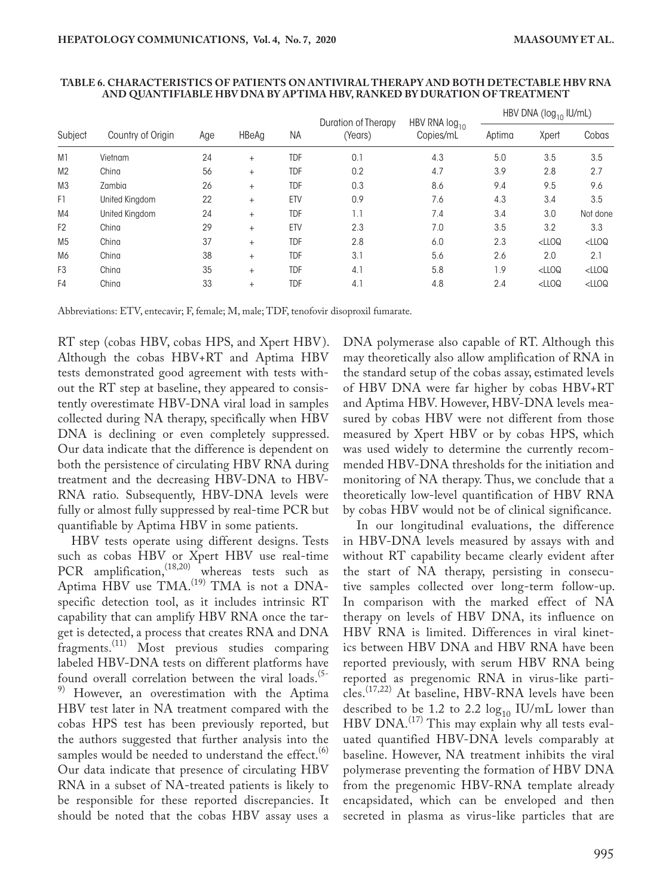**TABLE 6. CHARACTERISTICS OF PATIENTS ON ANTIVIRAL THERAPY AND BOTH DETECTABLE HBV RNA AND QUANTIFIABLE HBV DNA BY APTIMA HBV, RANKED BY DURATION OF TREATMENT**

| Subject | Country of Origin | Age | HBeAg | NA | Duration of Therapy (Years) | HBV RNA $\log_{10}$ Copies/mL | HBV DNA ($\log_{10}$ IU/mL) | | |
|---|---|---|---|---|---|---|---|---|---|
| | | | | | | | Aptima | Xpert | Cobas |
| M1 | Vietnam | 24 | + | TDF | 0.1 | 4.3 | 5.0 | 3.5 | 3.5 |
| M2 | China | 56 | + | TDF | 0.2 | 4.7 | 3.9 | 2.8 | 2.7 |
| M3 | Zambia | 26 | + | TDF | 0.3 | 8.6 | 9.4 | 9.5 | 9.6 |
| F1 | United Kingdom | 22 | + | ETV | 0.9 | 7.6 | 4.3 | 3.4 | 3.5 |
| M4 | United Kingdom | 24 | + | TDF | 1.1 | 7.4 | 3.4 | 3.0 | Not done |
| F2 | China | 29 | + | ETV | 2.3 | 7.0 | 3.5 | 3.2 | 3.3 |
| M5 | China | 37 | + | TDF | 2.8 | 6.0 | 2.3 | <LLOQ | <LLOQ |
| M6 | China | 38 | + | TDF | 3.1 | 5.6 | 2.6 | 2.0 | 2.1 |
| F3 | China | 35 | + | TDF | 4.1 | 5.8 | 1.9 | <LLOQ | <LLOQ |
| F4 | China | 33 | + | TDF | 4.1 | 4.8 | 2.4 | <LLOQ | <LLOQ |

Abbreviations: ETV, entecavir; F, female; M, male; TDF, tenofovir disoproxil fumarate.

RT step (cobas HBV, cobas HPS, and Xpert HBV). Although the cobas HBV+RT and Aptima HBV tests demonstrated good agreement with tests without the RT step at baseline, they appeared to consistently overestimate HBV-DNA viral load in samples collected during NA therapy, specifically when HBV DNA is declining or even completely suppressed. Our data indicate that the difference is dependent on both the persistence of circulating HBV RNA during treatment and the decreasing HBV-DNA to HBV-RNA ratio. Subsequently, HBV-DNA levels were fully or almost fully suppressed by real-time PCR but quantifiable by Aptima HBV in some patients.

HBV tests operate using different designs. Tests such as cobas HBV or Xpert HBV use real-time PCR amplification,[18,20] whereas tests such as Aptima HBV use TMA.[19] TMA is not a DNA-specific detection tool, as it includes intrinsic RT capability that can amplify HBV RNA once the target is detected, a process that creates RNA and DNA fragments.[11] Most previous studies comparing labeled HBV-DNA tests on different platforms have found overall correlation between the viral loads.[5-9] However, an overestimation with the Aptima HBV test later in NA treatment compared with the cobas HPS test has been previously reported, but the authors suggested that further analysis into the samples would be needed to understand the effect.[6] Our data indicate that presence of circulating HBV RNA in a subset of NA-treated patients is likely to be responsible for these reported discrepancies. It should be noted that the cobas HBV assay uses a DNA polymerase also capable of RT. Although this may theoretically also allow amplification of RNA in the standard setup of the cobas assay, estimated levels of HBV DNA were far higher by cobas HBV+RT and Aptima HBV. However, HBV-DNA levels measured by cobas HBV were not different from those measured by Xpert HBV or by cobas HPS, which was used widely to determine the currently recommended HBV-DNA thresholds for the initiation and monitoring of NA therapy. Thus, we conclude that a theoretically low-level quantification of HBV RNA by cobas HBV would not be of clinical significance.

In our longitudinal evaluations, the difference in HBV-DNA levels measured by assays with and without RT capability became clearly evident after the start of NA therapy, persisting in consecutive samples collected over long-term follow-up. In comparison with the marked effect of NA therapy on levels of HBV DNA, its influence on HBV RNA is limited. Differences in viral kinetics between HBV DNA and HBV RNA have been reported previously, with serum HBV RNA being reported as pregenomic RNA in virus-like particles.[17,22] At baseline, HBV-RNA levels have been described to be 1.2 to 2.2 $\log_{10}$ IU/mL lower than HBV DNA.[17] This may explain why all tests evaluated quantified HBV-DNA levels comparably at baseline. However, NA treatment inhibits the viral polymerase preventing the formation of HBV DNA from the pregenomic HBV-RNA template already encapsidated, which can be enveloped and then secreted in plasma as virus-like particles that are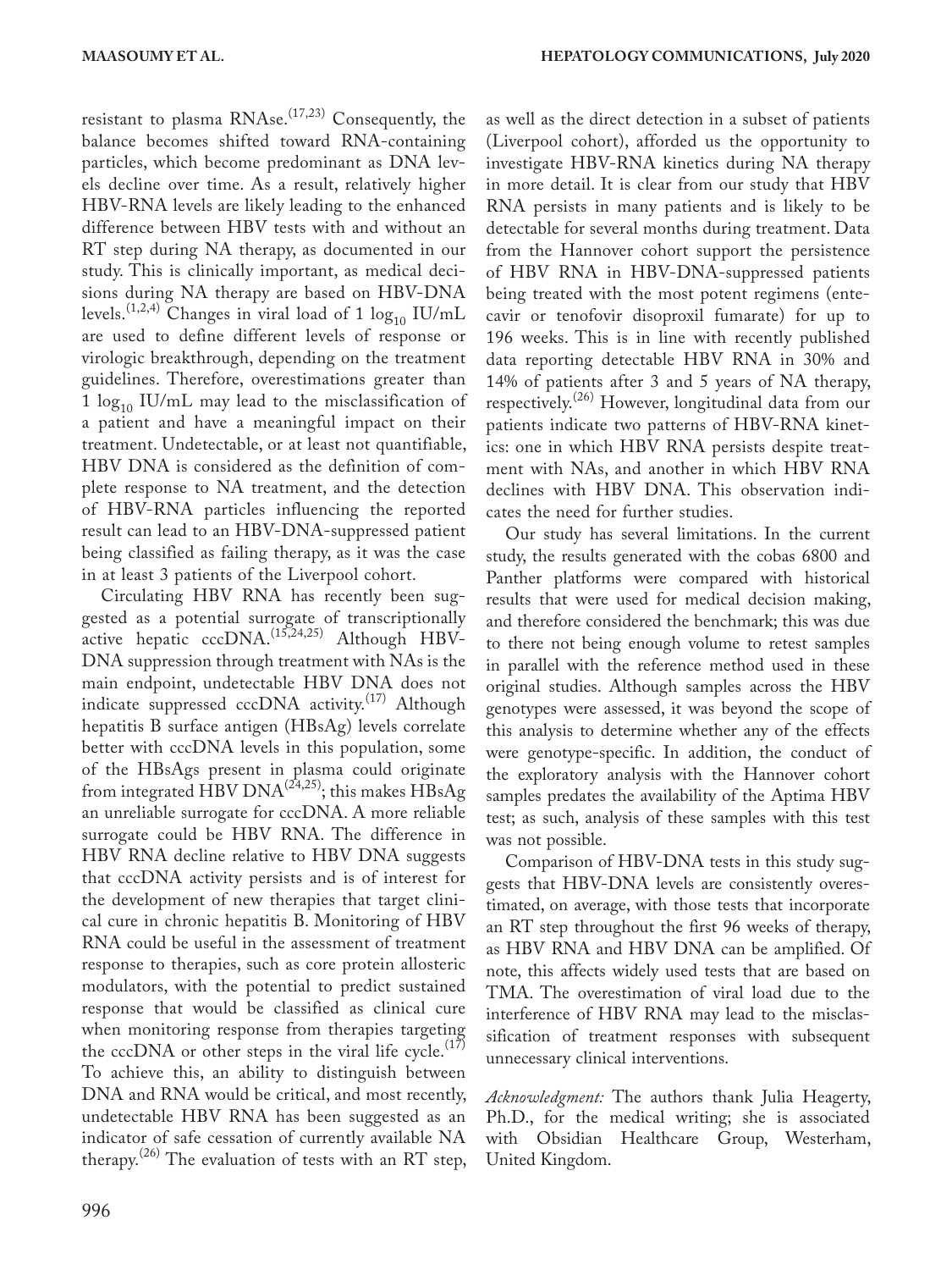resistant to plasma RNAse.[17,23] Consequently, the balance becomes shifted toward RNA-containing particles, which become predominant as DNA levels decline over time. As a result, relatively higher HBV-RNA levels are likely leading to the enhanced difference between HBV tests with and without an RT step during NA therapy, as documented in our study. This is clinically important, as medical decisions during NA therapy are based on HBV-DNA levels.[1,2,4] Changes in viral load of 1 $\log_{10}$ IU/mL are used to define different levels of response or virologic breakthrough, depending on the treatment guidelines. Therefore, overestimations greater than 1 $\log_{10}$ IU/mL may lead to the misclassification of a patient and have a meaningful impact on their treatment. Undetectable, or at least not quantifiable, HBV DNA is considered as the definition of complete response to NA treatment, and the detection of HBV-RNA particles influencing the reported result can lead to an HBV-DNA-suppressed patient being classified as failing therapy, as it was the case in at least 3 patients of the Liverpool cohort.

Circulating HBV RNA has recently been suggested as a potential surrogate of transcriptionally active hepatic cccDNA.[15,24,25] Although HBV-DNA suppression through treatment with NAs is the main endpoint, undetectable HBV DNA does not indicate suppressed cccDNA activity.[17] Although hepatitis B surface antigen (HBsAg) levels correlate better with cccDNA levels in this population, some of the HBsAgs present in plasma could originate from integrated HBV DNA[24,25]; this makes HBsAg an unreliable surrogate for cccDNA. A more reliable surrogate could be HBV RNA. The difference in HBV RNA decline relative to HBV DNA suggests that cccDNA activity persists and is of interest for the development of new therapies that target clinical cure in chronic hepatitis B. Monitoring of HBV RNA could be useful in the assessment of treatment response to therapies, such as core protein allosteric modulators, with the potential to predict sustained response that would be classified as clinical cure when monitoring response from therapies targeting the cccDNA or other steps in the viral life cycle.[17] To achieve this, an ability to distinguish between DNA and RNA would be critical, and most recently, undetectable HBV RNA has been suggested as an indicator of safe cessation of currently available NA therapy.[26] The evaluation of tests with an RT step, as well as the direct detection in a subset of patients (Liverpool cohort), afforded us the opportunity to investigate HBV-RNA kinetics during NA therapy in more detail. It is clear from our study that HBV RNA persists in many patients and is likely to be detectable for several months during treatment. Data from the Hannover cohort support the persistence of HBV RNA in HBV-DNA-suppressed patients being treated with the most potent regimens (entecavir or tenofovir disoproxil fumarate) for up to 196 weeks. This is in line with recently published data reporting detectable HBV RNA in 30% and 14% of patients after 3 and 5 years of NA therapy, respectively.[26] However, longitudinal data from our patients indicate two patterns of HBV-RNA kinetics: one in which HBV RNA persists despite treatment with NAs, and another in which HBV RNA declines with HBV DNA. This observation indicates the need for further studies.

Our study has several limitations. In the current study, the results generated with the cobas 6800 and Panther platforms were compared with historical results that were used for medical decision making, and therefore considered the benchmark; this was due to there not being enough volume to retest samples in parallel with the reference method used in these original studies. Although samples across the HBV genotypes were assessed, it was beyond the scope of this analysis to determine whether any of the effects were genotype-specific. In addition, the conduct of the exploratory analysis with the Hannover cohort samples predates the availability of the Aptima HBV test; as such, analysis of these samples with this test was not possible.

Comparison of HBV-DNA tests in this study suggests that HBV-DNA levels are consistently overestimated, on average, with those tests that incorporate an RT step throughout the first 96 weeks of therapy, as HBV RNA and HBV DNA can be amplified. Of note, this affects widely used tests that are based on TMA. The overestimation of viral load due to the interference of HBV RNA may lead to the misclassification of treatment responses with subsequent unnecessary clinical interventions.

*Acknowledgment:* The authors thank Julia Heagerty, Ph.D., for the medical writing; she is associated with Obsidian Healthcare Group, Westerham, United Kingdom.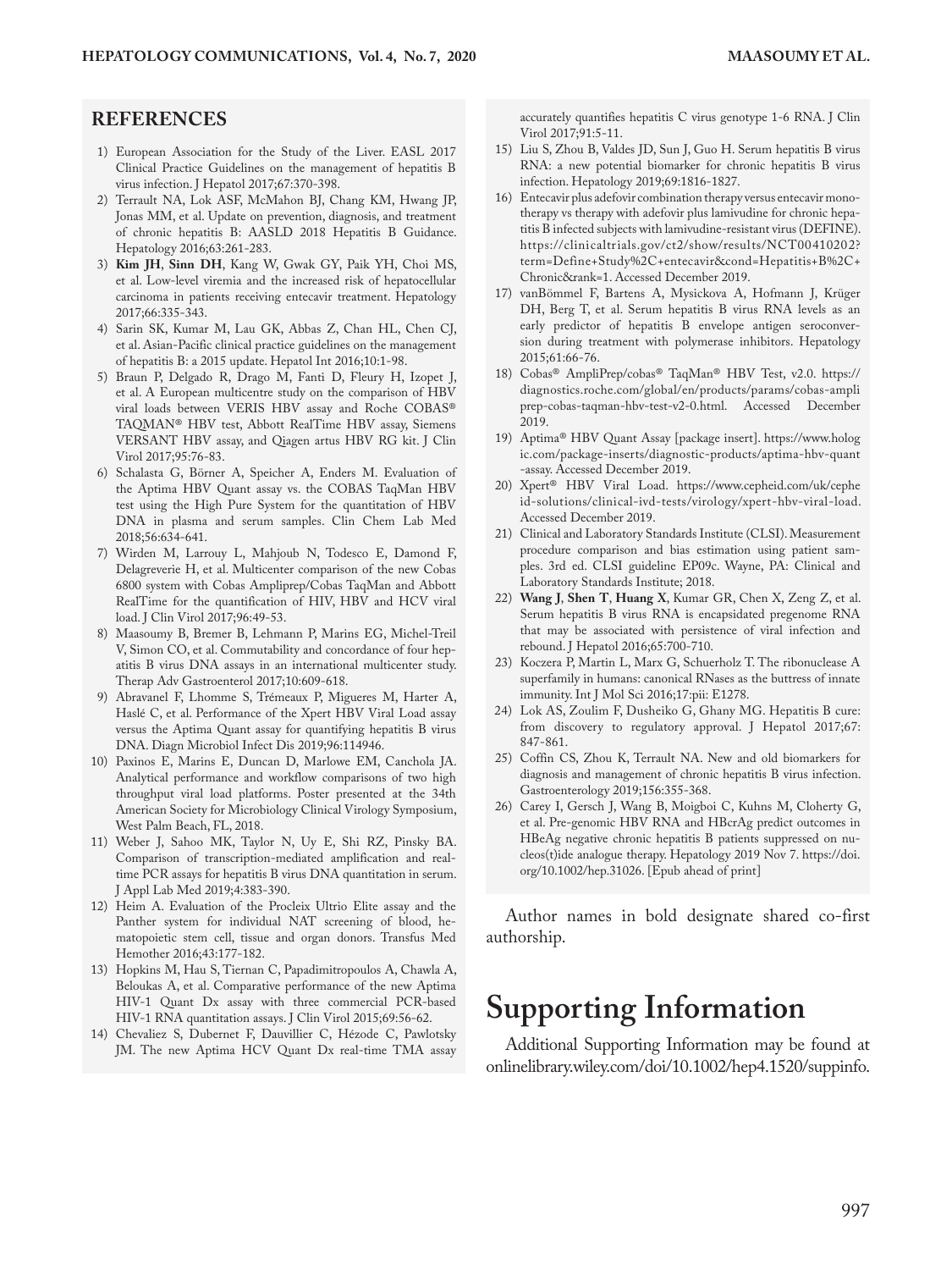## REFERENCES

1) European Association for the Study of the Liver. EASL 2017 Clinical Practice Guidelines on the management of hepatitis B virus infection. J Hepatol 2017;67:370-398.
2) Terrault NA, Lok ASF, McMahon BJ, Chang KM, Hwang JP, Jonas MM, et al. Update on prevention, diagnosis, and treatment of chronic hepatitis B: AASLD 2018 Hepatitis B Guidance. Hepatology 2016;63:261-283.
3) **Kim JH**, **Sinn DH**, Kang W, Gwak GY, Paik YH, Choi MS, et al. Low-level viremia and the increased risk of hepatocellular carcinoma in patients receiving entecavir treatment. Hepatology 2017;66:335-343.
4) Sarin SK, Kumar M, Lau GK, Abbas Z, Chan HL, Chen CJ, et al. Asian-Pacific clinical practice guidelines on the management of hepatitis B: a 2015 update. Hepatol Int 2016;10:1-98.
5) Braun P, Delgado R, Drago M, Fanti D, Fleury H, Izopet J, et al. A European multicentre study on the comparison of HBV viral loads between VERIS HBV assay and Roche COBAS® TAQMAN® HBV test, Abbott RealTime HBV assay, Siemens VERSANT HBV assay, and Qiagen artus HBV RG kit. J Clin Virol 2017;95:76-83.
6) Schalasta G, Börner A, Speicher A, Enders M. Evaluation of the Aptima HBV Quant assay vs. the COBAS TaqMan HBV test using the High Pure System for the quantitation of HBV DNA in plasma and serum samples. Clin Chem Lab Med 2018;56:634-641.
7) Wirden M, Larrouy L, Mahjoub N, Todesco E, Damond F, Delagreverie H, et al. Multicenter comparison of the new Cobas 6800 system with Cobas Ampliprep/Cobas TaqMan and Abbott RealTime for the quantification of HIV, HBV and HCV viral load. J Clin Virol 2017;96:49-53.
8) Maasoumy B, Bremer B, Lehmann P, Marins EG, Michel-Treil V, Simon CO, et al. Commutability and concordance of four hepatitis B virus DNA assays in an international multicenter study. Therap Adv Gastroenterol 2017;10:609-618.
9) Abravanel F, Lhomme S, Trémeaux P, Migueres M, Harter A, Haslé C, et al. Performance of the Xpert HBV Viral Load assay versus the Aptima Quant assay for quantifying hepatitis B virus DNA. Diagn Microbiol Infect Dis 2019;96:114946.
10) Paxinos E, Marins E, Duncan D, Marlowe EM, Canchola JA. Analytical performance and workflow comparisons of two high throughput viral load platforms. Poster presented at the 34th American Society for Microbiology Clinical Virology Symposium, West Palm Beach, FL, 2018.
11) Weber J, Sahoo MK, Taylor N, Uy E, Shi RZ, Pinsky BA. Comparison of transcription-mediated amplification and real-time PCR assays for hepatitis B virus DNA quantitation in serum. J Appl Lab Med 2019;4:383-390.
12) Heim A. Evaluation of the Procleix Ultrio Elite assay and the Panther system for individual NAT screening of blood, hematopoietic stem cell, tissue and organ donors. Transfus Med Hemother 2016;43:177-182.
13) Hopkins M, Hau S, Tiernan C, Papadimitropoulos A, Chawla A, Beloukas A, et al. Comparative performance of the new Aptima HIV-1 Quant Dx assay with three commercial PCR-based HIV-1 RNA quantitation assays. J Clin Virol 2015;69:56-62.
14) Chevaliez S, Dubernet F, Dauvillier C, Hézode C, Pawlotsky JM. The new Aptima HCV Quant Dx real-time TMA assay accurately quantifies hepatitis C virus genotype 1-6 RNA. J Clin Virol 2017;91:5-11.
15) Liu S, Zhou B, Valdes JD, Sun J, Guo H. Serum hepatitis B virus RNA: a new potential biomarker for chronic hepatitis B virus infection. Hepatology 2019;69:1816-1827.
16) Entecavir plus adefovir combination therapy versus entecavir monotherapy vs therapy with adefovir plus lamivudine for chronic hepatitis B infected subjects with lamivudine-resistant virus (DEFINE). https://clinicaltrials.gov/ct2/show/results/NCT00410202?term=Define+Study%2C+entecavir&cond=Hepatitis+B%2C+Chronic&rank=1. Accessed December 2019.
17) vanBömmel F, Bartens A, Mysickova A, Hofmann J, Krüger DH, Berg T, et al. Serum hepatitis B virus RNA levels as an early predictor of hepatitis B envelope antigen seroconversion during treatment with polymerase inhibitors. Hepatology 2015;61:66-76.
18) Cobas® AmpliPrep/cobas® TaqMan® HBV Test, v2.0. https://diagnostics.roche.com/global/en/products/params/cobas-ampliprep-cobas-taqman-hbv-test-v2-0.html. Accessed December 2019.
19) Aptima® HBV Quant Assay [package insert]. https://www.hologic.com/package-inserts/diagnostic-products/aptima-hbv-quant-assay. Accessed December 2019.
20) Xpert® HBV Viral Load. https://www.cepheid.com/uk/cepheid-solutions/clinical-ivd-tests/virology/xpert-hbv-viral-load. Accessed December 2019.
21) Clinical and Laboratory Standards Institute (CLSI). Measurement procedure comparison and bias estimation using patient samples. 3rd ed. CLSI guideline EP09c. Wayne, PA: Clinical and Laboratory Standards Institute; 2018.
22) **Wang J**, **Shen T**, **Huang X**, Kumar GR, Chen X, Zeng Z, et al. Serum hepatitis B virus RNA is encapsidated pregenome RNA that may be associated with persistence of viral infection and rebound. J Hepatol 2016;65:700-710.
23) Koczera P, Martin L, Marx G, Schuerholz T. The ribonuclease A superfamily in humans: canonical RNases as the buttress of innate immunity. Int J Mol Sci 2016;17:pii: E1278.
24) Lok AS, Zoulim F, Dusheiko G, Ghany MG. Hepatitis B cure: from discovery to regulatory approval. J Hepatol 2017;67:847-861.
25) Coffin CS, Zhou K, Terrault NA. New and old biomarkers for diagnosis and management of chronic hepatitis B virus infection. Gastroenterology 2019;156:355-368.
26) Carey I, Gersch J, Wang B, Moigboi C, Kuhns M, Cloherty G, et al. Pre-genomic HBV RNA and HBcrAg predict outcomes in HBeAg negative chronic hepatitis B patients suppressed on nucleos(t)ide analogue therapy. Hepatology 2019 Nov 7. https://doi.org/10.1002/hep.31026. [Epub ahead of print]

Author names in bold designate shared co-first authorship.

# Supporting Information

Additional Supporting Information may be found at onlinelibrary.wiley.com/doi/10.1002/hep4.1520/suppinfo.